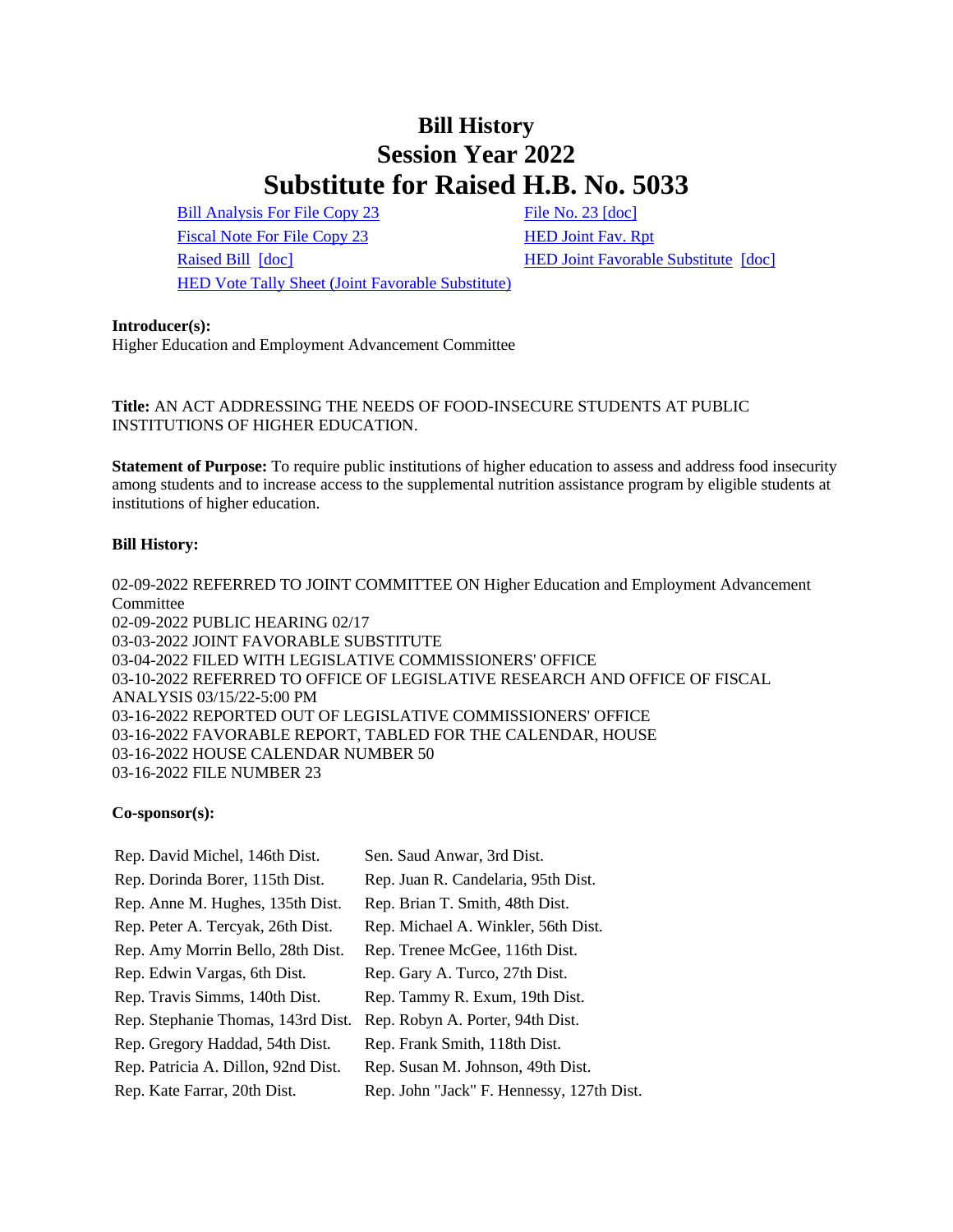# Bill History
## Session Year 2022
## Substitute for Raised H.B. No. 5033

| | |
|---|---|
| Bill Analysis For File Copy 23 | File No. 23 [doc] |
| Fiscal Note For File Copy 23 | HED Joint Fav. Rpt |
| Raised Bill [doc] | HED Joint Favorable Substitute [doc] |
| HED Vote Tally Sheet (Joint Favorable Substitute) | |

**Introducer(s):**
Higher Education and Employment Advancement Committee

**Title:** AN ACT ADDRESSING THE NEEDS OF FOOD-INSECURE STUDENTS AT PUBLIC INSTITUTIONS OF HIGHER EDUCATION.

**Statement of Purpose:** To require public institutions of higher education to assess and address food insecurity among students and to increase access to the supplemental nutrition assistance program by eligible students at institutions of higher education.

**Bill History:**

02-09-2022 REFERRED TO JOINT COMMITTEE ON Higher Education and Employment Advancement Committee
02-09-2022 PUBLIC HEARING 02/17
03-03-2022 JOINT FAVORABLE SUBSTITUTE
03-04-2022 FILED WITH LEGISLATIVE COMMISSIONERS' OFFICE
03-10-2022 REFERRED TO OFFICE OF LEGISLATIVE RESEARCH AND OFFICE OF FISCAL ANALYSIS 03/15/22-5:00 PM
03-16-2022 REPORTED OUT OF LEGISLATIVE COMMISSIONERS' OFFICE
03-16-2022 FAVORABLE REPORT, TABLED FOR THE CALENDAR, HOUSE
03-16-2022 HOUSE CALENDAR NUMBER 50
03-16-2022 FILE NUMBER 23

**Co-sponsor(s):**

| | |
|---|---|
| Rep. David Michel, 146th Dist. | Sen. Saud Anwar, 3rd Dist. |
| Rep. Dorinda Borer, 115th Dist. | Rep. Juan R. Candelaria, 95th Dist. |
| Rep. Anne M. Hughes, 135th Dist. | Rep. Brian T. Smith, 48th Dist. |
| Rep. Peter A. Tercyak, 26th Dist. | Rep. Michael A. Winkler, 56th Dist. |
| Rep. Amy Morrin Bello, 28th Dist. | Rep. Trenee McGee, 116th Dist. |
| Rep. Edwin Vargas, 6th Dist. | Rep. Gary A. Turco, 27th Dist. |
| Rep. Travis Simms, 140th Dist. | Rep. Tammy R. Exum, 19th Dist. |
| Rep. Stephanie Thomas, 143rd Dist. | Rep. Robyn A. Porter, 94th Dist. |
| Rep. Gregory Haddad, 54th Dist. | Rep. Frank Smith, 118th Dist. |
| Rep. Patricia A. Dillon, 92nd Dist. | Rep. Susan M. Johnson, 49th Dist. |
| Rep. Kate Farrar, 20th Dist. | Rep. John "Jack" F. Hennessy, 127th Dist. |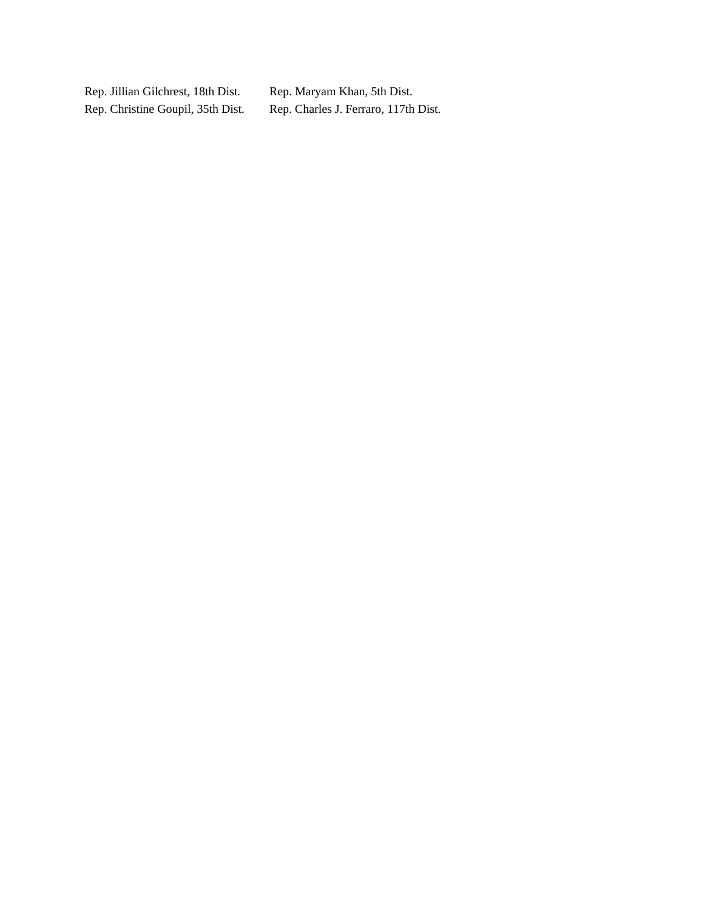Rep. Jillian Gilchrest, 18th Dist.
Rep. Christine Goupil, 35th Dist.
Rep. Maryam Khan, 5th Dist.
Rep. Charles J. Ferraro, 117th Dist.